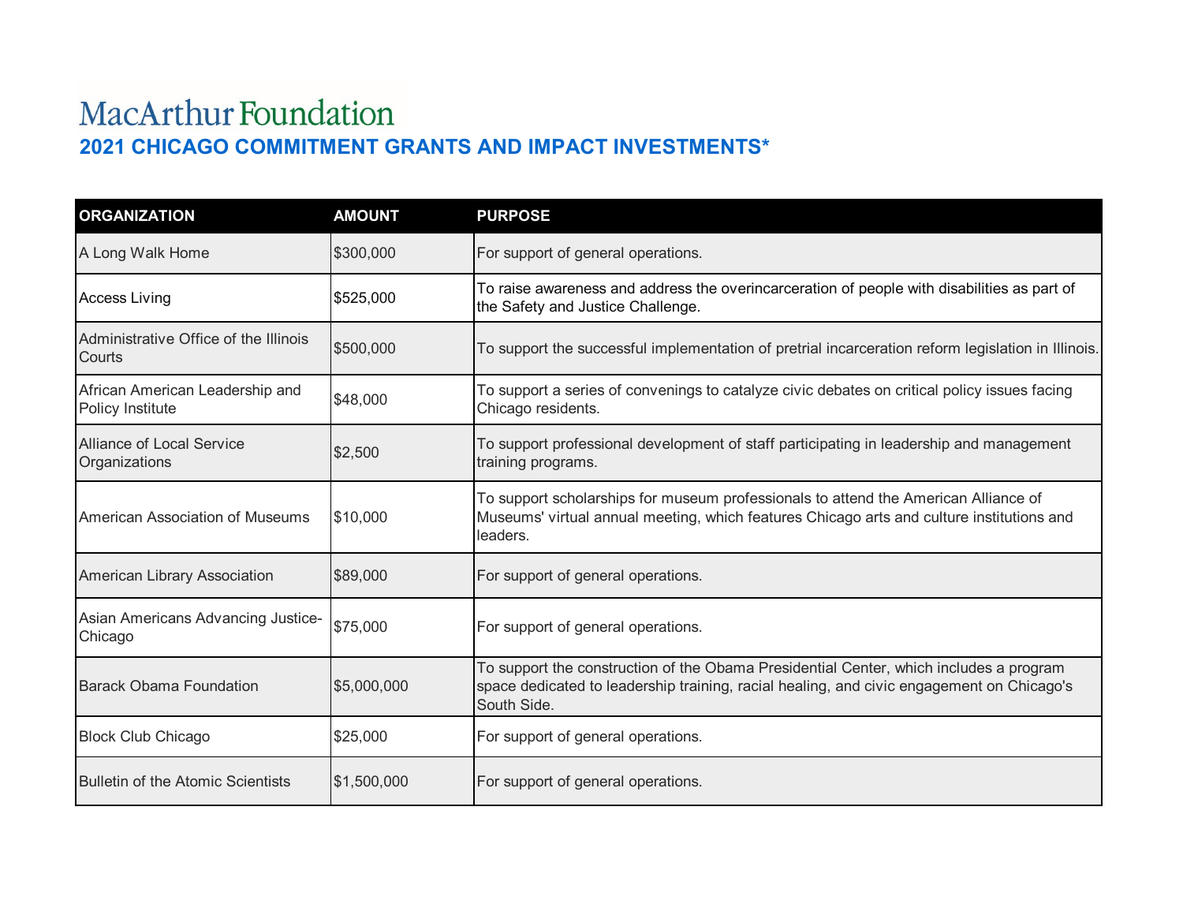# MacArthur Foundation

## 2021 CHICAGO COMMITMENT GRANTS AND IMPACT INVESTMENTS*

| ORGANIZATION | AMOUNT | PURPOSE |
| --- | --- | --- |
| A Long Walk Home | $300,000 | For support of general operations. |
| Access Living | $525,000 | To raise awareness and address the overincarceration of people with disabilities as part of the Safety and Justice Challenge. |
| Administrative Office of the Illinois Courts | $500,000 | To support the successful implementation of pretrial incarceration reform legislation in Illinois. |
| African American Leadership and Policy Institute | $48,000 | To support a series of convenings to catalyze civic debates on critical policy issues facing Chicago residents. |
| Alliance of Local Service Organizations | $2,500 | To support professional development of staff participating in leadership and management training programs. |
| American Association of Museums | $10,000 | To support scholarships for museum professionals to attend the American Alliance of Museums' virtual annual meeting, which features Chicago arts and culture institutions and leaders. |
| American Library Association | $89,000 | For support of general operations. |
| Asian Americans Advancing Justice-Chicago | $75,000 | For support of general operations. |
| Barack Obama Foundation | $5,000,000 | To support the construction of the Obama Presidential Center, which includes a program space dedicated to leadership training, racial healing, and civic engagement on Chicago's South Side. |
| Block Club Chicago | $25,000 | For support of general operations. |
| Bulletin of the Atomic Scientists | $1,500,000 | For support of general operations. |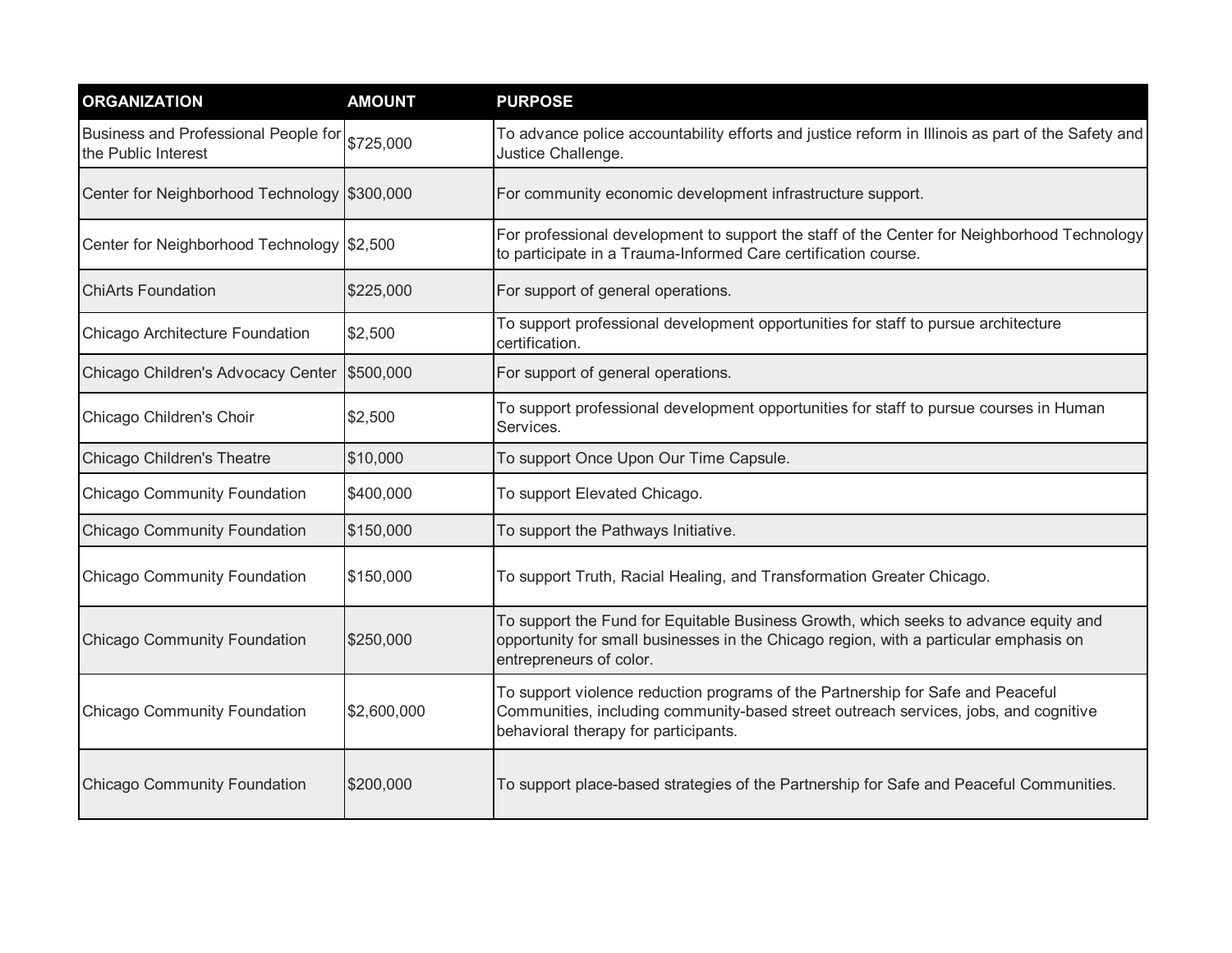| ORGANIZATION | AMOUNT | PURPOSE |
| --- | --- | --- |
| Business and Professional People for the Public Interest | $725,000 | To advance police accountability efforts and justice reform in Illinois as part of the Safety and Justice Challenge. |
| Center for Neighborhood Technology | $300,000 | For community economic development infrastructure support. |
| Center for Neighborhood Technology | $2,500 | For professional development to support the staff of the Center for Neighborhood Technology to participate in a Trauma-Informed Care certification course. |
| ChiArts Foundation | $225,000 | For support of general operations. |
| Chicago Architecture Foundation | $2,500 | To support professional development opportunities for staff to pursue architecture certification. |
| Chicago Children's Advocacy Center | $500,000 | For support of general operations. |
| Chicago Children's Choir | $2,500 | To support professional development opportunities for staff to pursue courses in Human Services. |
| Chicago Children's Theatre | $10,000 | To support Once Upon Our Time Capsule. |
| Chicago Community Foundation | $400,000 | To support Elevated Chicago. |
| Chicago Community Foundation | $150,000 | To support the Pathways Initiative. |
| Chicago Community Foundation | $150,000 | To support Truth, Racial Healing, and Transformation Greater Chicago. |
| Chicago Community Foundation | $250,000 | To support the Fund for Equitable Business Growth, which seeks to advance equity and opportunity for small businesses in the Chicago region, with a particular emphasis on entrepreneurs of color. |
| Chicago Community Foundation | $2,600,000 | To support violence reduction programs of the Partnership for Safe and Peaceful Communities, including community-based street outreach services, jobs, and cognitive behavioral therapy for participants. |
| Chicago Community Foundation | $200,000 | To support place-based strategies of the Partnership for Safe and Peaceful Communities. |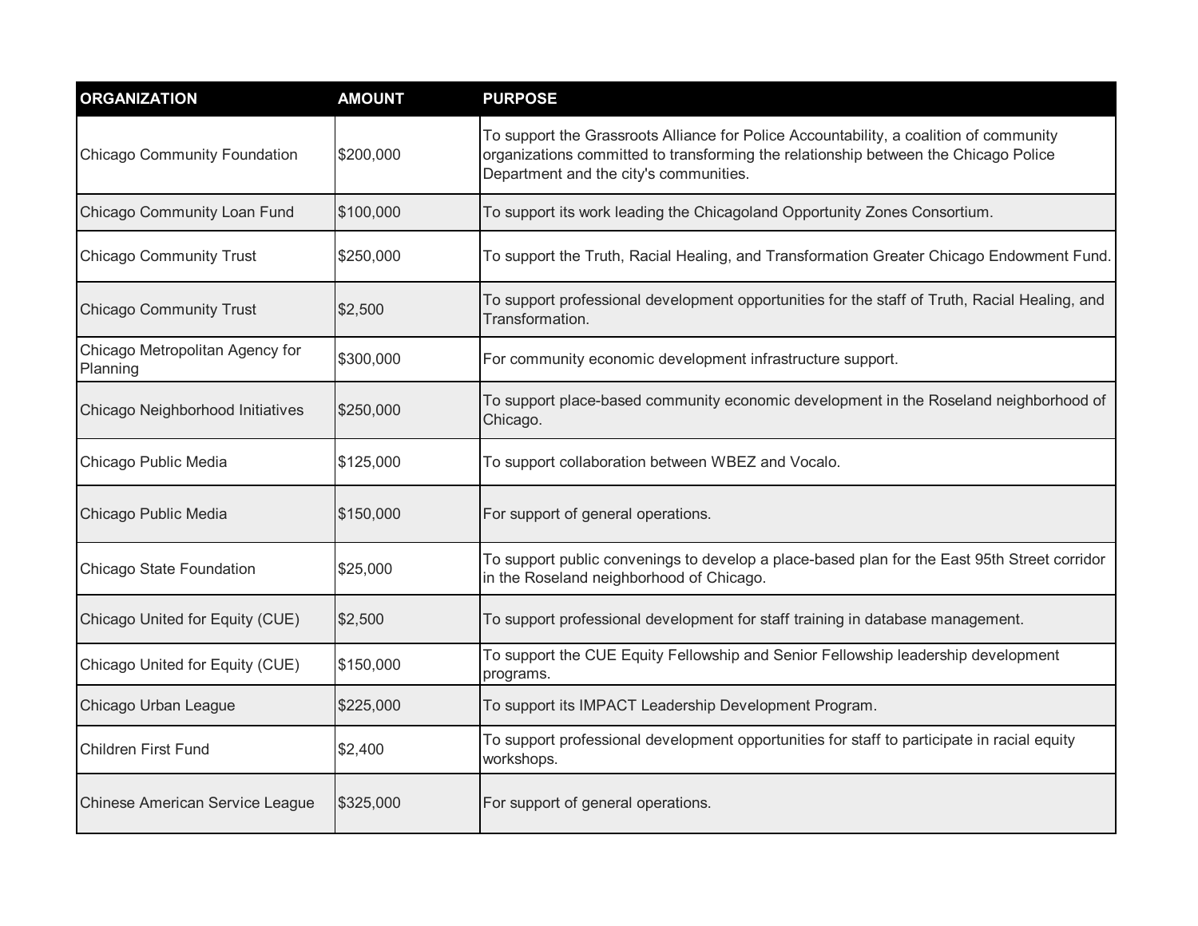| ORGANIZATION | AMOUNT | PURPOSE |
| --- | --- | --- |
| Chicago Community Foundation | $200,000 | To support the Grassroots Alliance for Police Accountability, a coalition of community organizations committed to transforming the relationship between the Chicago Police Department and the city's communities. |
| Chicago Community Loan Fund | $100,000 | To support its work leading the Chicagoland Opportunity Zones Consortium. |
| Chicago Community Trust | $250,000 | To support the Truth, Racial Healing, and Transformation Greater Chicago Endowment Fund. |
| Chicago Community Trust | $2,500 | To support professional development opportunities for the staff of Truth, Racial Healing, and Transformation. |
| Chicago Metropolitan Agency for Planning | $300,000 | For community economic development infrastructure support. |
| Chicago Neighborhood Initiatives | $250,000 | To support place-based community economic development in the Roseland neighborhood of Chicago. |
| Chicago Public Media | $125,000 | To support collaboration between WBEZ and Vocalo. |
| Chicago Public Media | $150,000 | For support of general operations. |
| Chicago State Foundation | $25,000 | To support public convenings to develop a place-based plan for the East 95th Street corridor in the Roseland neighborhood of Chicago. |
| Chicago United for Equity (CUE) | $2,500 | To support professional development for staff training in database management. |
| Chicago United for Equity (CUE) | $150,000 | To support the CUE Equity Fellowship and Senior Fellowship leadership development programs. |
| Chicago Urban League | $225,000 | To support its IMPACT Leadership Development Program. |
| Children First Fund | $2,400 | To support professional development opportunities for staff to participate in racial equity workshops. |
| Chinese American Service League | $325,000 | For support of general operations. |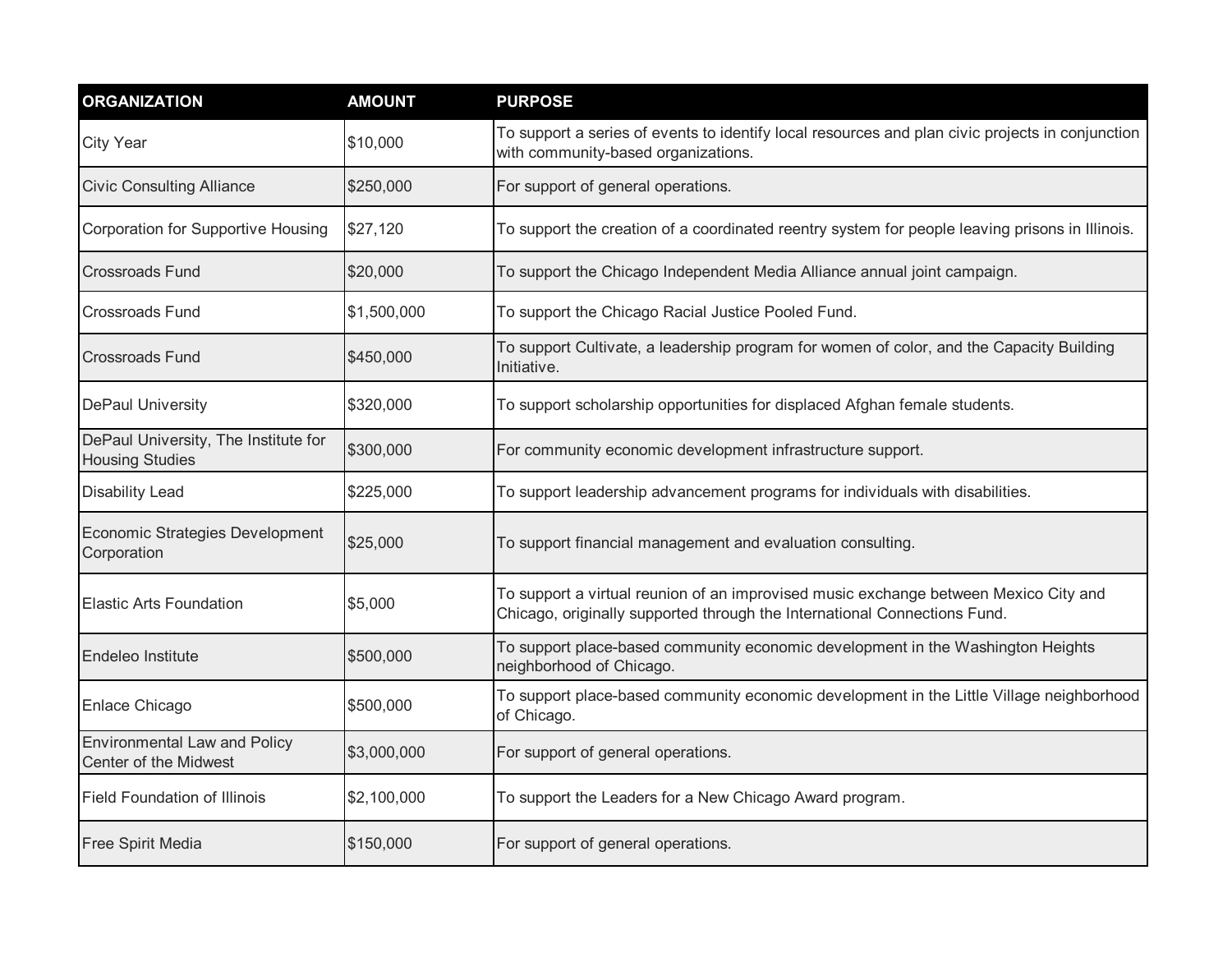| ORGANIZATION | AMOUNT | PURPOSE |
| --- | --- | --- |
| City Year | $10,000 | To support a series of events to identify local resources and plan civic projects in conjunction with community-based organizations. |
| Civic Consulting Alliance | $250,000 | For support of general operations. |
| Corporation for Supportive Housing | $27,120 | To support the creation of a coordinated reentry system for people leaving prisons in Illinois. |
| Crossroads Fund | $20,000 | To support the Chicago Independent Media Alliance annual joint campaign. |
| Crossroads Fund | $1,500,000 | To support the Chicago Racial Justice Pooled Fund. |
| Crossroads Fund | $450,000 | To support Cultivate, a leadership program for women of color, and the Capacity Building Initiative. |
| DePaul University | $320,000 | To support scholarship opportunities for displaced Afghan female students. |
| DePaul University, The Institute for Housing Studies | $300,000 | For community economic development infrastructure support. |
| Disability Lead | $225,000 | To support leadership advancement programs for individuals with disabilities. |
| Economic Strategies Development Corporation | $25,000 | To support financial management and evaluation consulting. |
| Elastic Arts Foundation | $5,000 | To support a virtual reunion of an improvised music exchange between Mexico City and Chicago, originally supported through the International Connections Fund. |
| Endeleo Institute | $500,000 | To support place-based community economic development in the Washington Heights neighborhood of Chicago. |
| Enlace Chicago | $500,000 | To support place-based community economic development in the Little Village neighborhood of Chicago. |
| Environmental Law and Policy Center of the Midwest | $3,000,000 | For support of general operations. |
| Field Foundation of Illinois | $2,100,000 | To support the Leaders for a New Chicago Award program. |
| Free Spirit Media | $150,000 | For support of general operations. |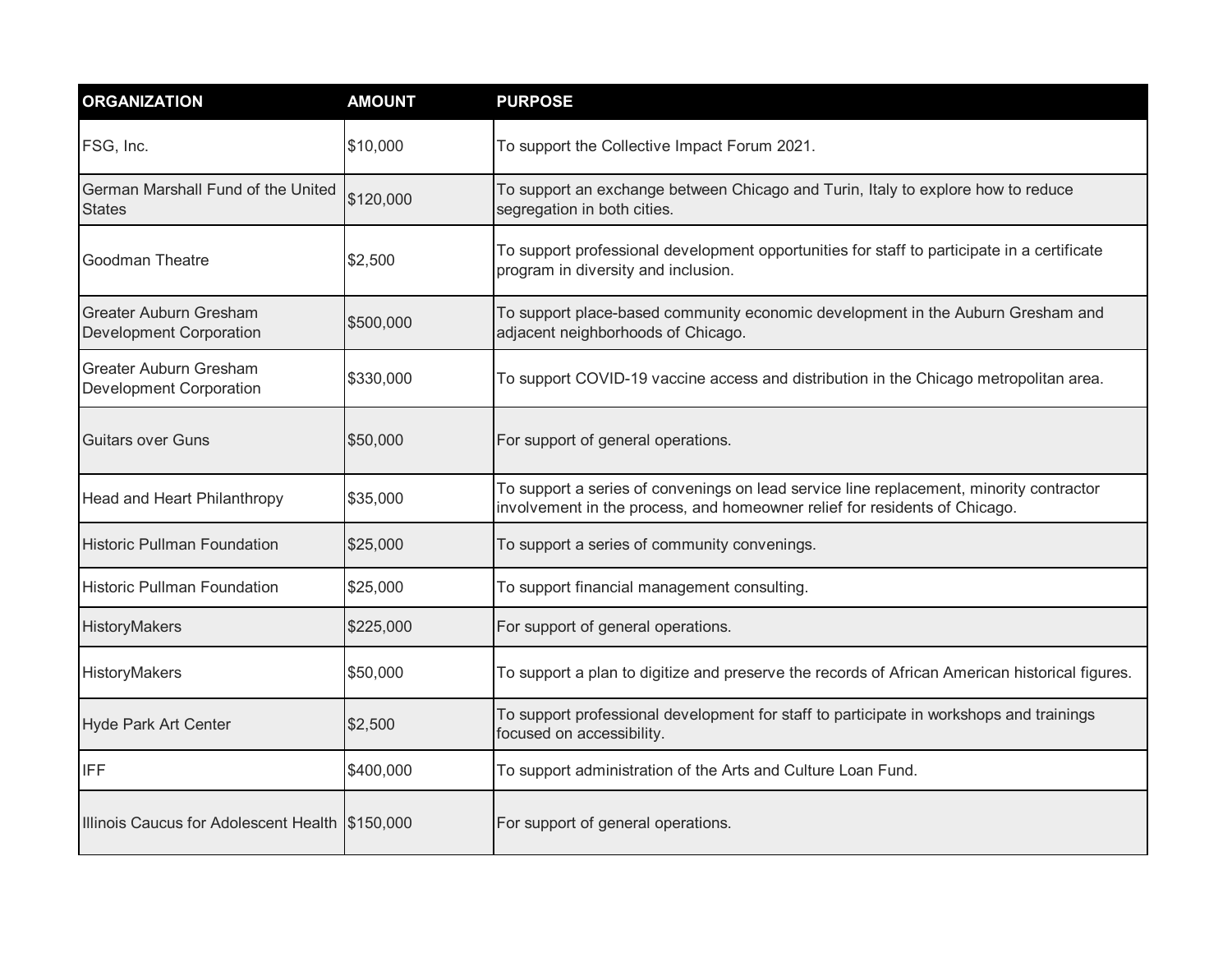| ORGANIZATION | AMOUNT | PURPOSE |
|---|---|---|
| FSG, Inc. | $10,000 | To support the Collective Impact Forum 2021. |
| German Marshall Fund of the United States | $120,000 | To support an exchange between Chicago and Turin, Italy to explore how to reduce segregation in both cities. |
| Goodman Theatre | $2,500 | To support professional development opportunities for staff to participate in a certificate program in diversity and inclusion. |
| Greater Auburn Gresham Development Corporation | $500,000 | To support place-based community economic development in the Auburn Gresham and adjacent neighborhoods of Chicago. |
| Greater Auburn Gresham Development Corporation | $330,000 | To support COVID-19 vaccine access and distribution in the Chicago metropolitan area. |
| Guitars over Guns | $50,000 | For support of general operations. |
| Head and Heart Philanthropy | $35,000 | To support a series of convenings on lead service line replacement, minority contractor involvement in the process, and homeowner relief for residents of Chicago. |
| Historic Pullman Foundation | $25,000 | To support a series of community convenings. |
| Historic Pullman Foundation | $25,000 | To support financial management consulting. |
| HistoryMakers | $225,000 | For support of general operations. |
| HistoryMakers | $50,000 | To support a plan to digitize and preserve the records of African American historical figures. |
| Hyde Park Art Center | $2,500 | To support professional development for staff to participate in workshops and trainings focused on accessibility. |
| IFF | $400,000 | To support administration of the Arts and Culture Loan Fund. |
| Illinois Caucus for Adolescent Health | $150,000 | For support of general operations. |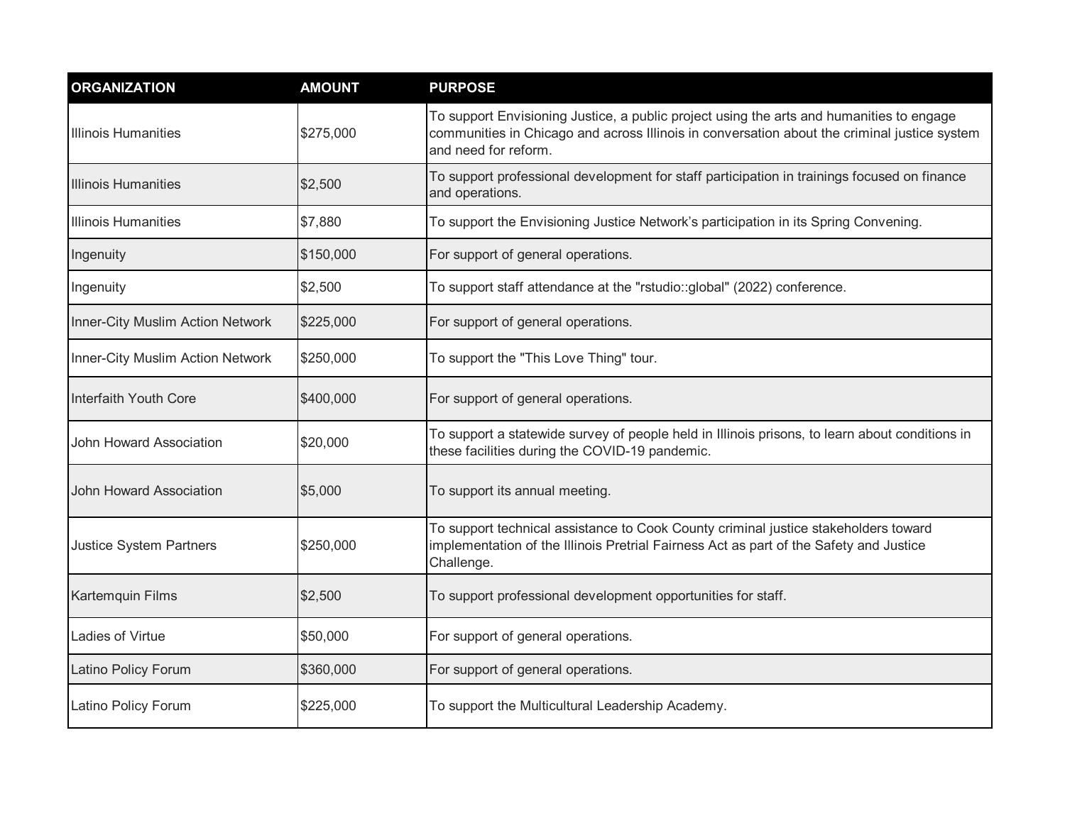| ORGANIZATION | AMOUNT | PURPOSE |
| --- | --- | --- |
| Illinois Humanities | $275,000 | To support Envisioning Justice, a public project using the arts and humanities to engage communities in Chicago and across Illinois in conversation about the criminal justice system and need for reform. |
| Illinois Humanities | $2,500 | To support professional development for staff participation in trainings focused on finance and operations. |
| Illinois Humanities | $7,880 | To support the Envisioning Justice Network's participation in its Spring Convening. |
| Ingenuity | $150,000 | For support of general operations. |
| Ingenuity | $2,500 | To support staff attendance at the "rstudio::global" (2022) conference. |
| Inner-City Muslim Action Network | $225,000 | For support of general operations. |
| Inner-City Muslim Action Network | $250,000 | To support the "This Love Thing" tour. |
| Interfaith Youth Core | $400,000 | For support of general operations. |
| John Howard Association | $20,000 | To support a statewide survey of people held in Illinois prisons, to learn about conditions in these facilities during the COVID-19 pandemic. |
| John Howard Association | $5,000 | To support its annual meeting. |
| Justice System Partners | $250,000 | To support technical assistance to Cook County criminal justice stakeholders toward implementation of the Illinois Pretrial Fairness Act as part of the Safety and Justice Challenge. |
| Kartemquin Films | $2,500 | To support professional development opportunities for staff. |
| Ladies of Virtue | $50,000 | For support of general operations. |
| Latino Policy Forum | $360,000 | For support of general operations. |
| Latino Policy Forum | $225,000 | To support the Multicultural Leadership Academy. |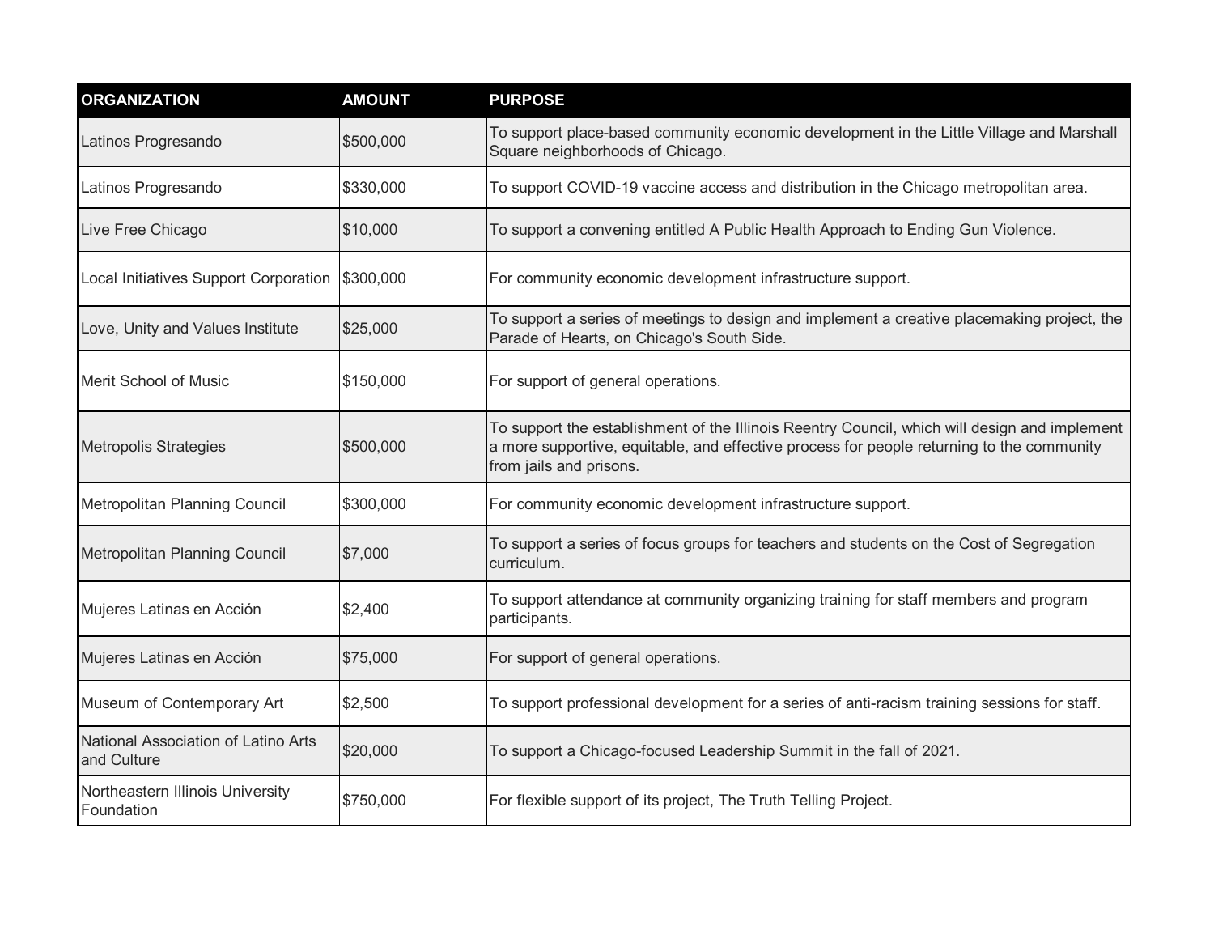| ORGANIZATION | AMOUNT | PURPOSE |
| --- | --- | --- |
| Latinos Progresando | $500,000 | To support place-based community economic development in the Little Village and Marshall Square neighborhoods of Chicago. |
| Latinos Progresando | $330,000 | To support COVID-19 vaccine access and distribution in the Chicago metropolitan area. |
| Live Free Chicago | $10,000 | To support a convening entitled A Public Health Approach to Ending Gun Violence. |
| Local Initiatives Support Corporation | $300,000 | For community economic development infrastructure support. |
| Love, Unity and Values Institute | $25,000 | To support a series of meetings to design and implement a creative placemaking project, the Parade of Hearts, on Chicago's South Side. |
| Merit School of Music | $150,000 | For support of general operations. |
| Metropolis Strategies | $500,000 | To support the establishment of the Illinois Reentry Council, which will design and implement a more supportive, equitable, and effective process for people returning to the community from jails and prisons. |
| Metropolitan Planning Council | $300,000 | For community economic development infrastructure support. |
| Metropolitan Planning Council | $7,000 | To support a series of focus groups for teachers and students on the Cost of Segregation curriculum. |
| Mujeres Latinas en Acción | $2,400 | To support attendance at community organizing training for staff members and program participants. |
| Mujeres Latinas en Acción | $75,000 | For support of general operations. |
| Museum of Contemporary Art | $2,500 | To support professional development for a series of anti-racism training sessions for staff. |
| National Association of Latino Arts and Culture | $20,000 | To support a Chicago-focused Leadership Summit in the fall of 2021. |
| Northeastern Illinois University Foundation | $750,000 | For flexible support of its project, The Truth Telling Project. |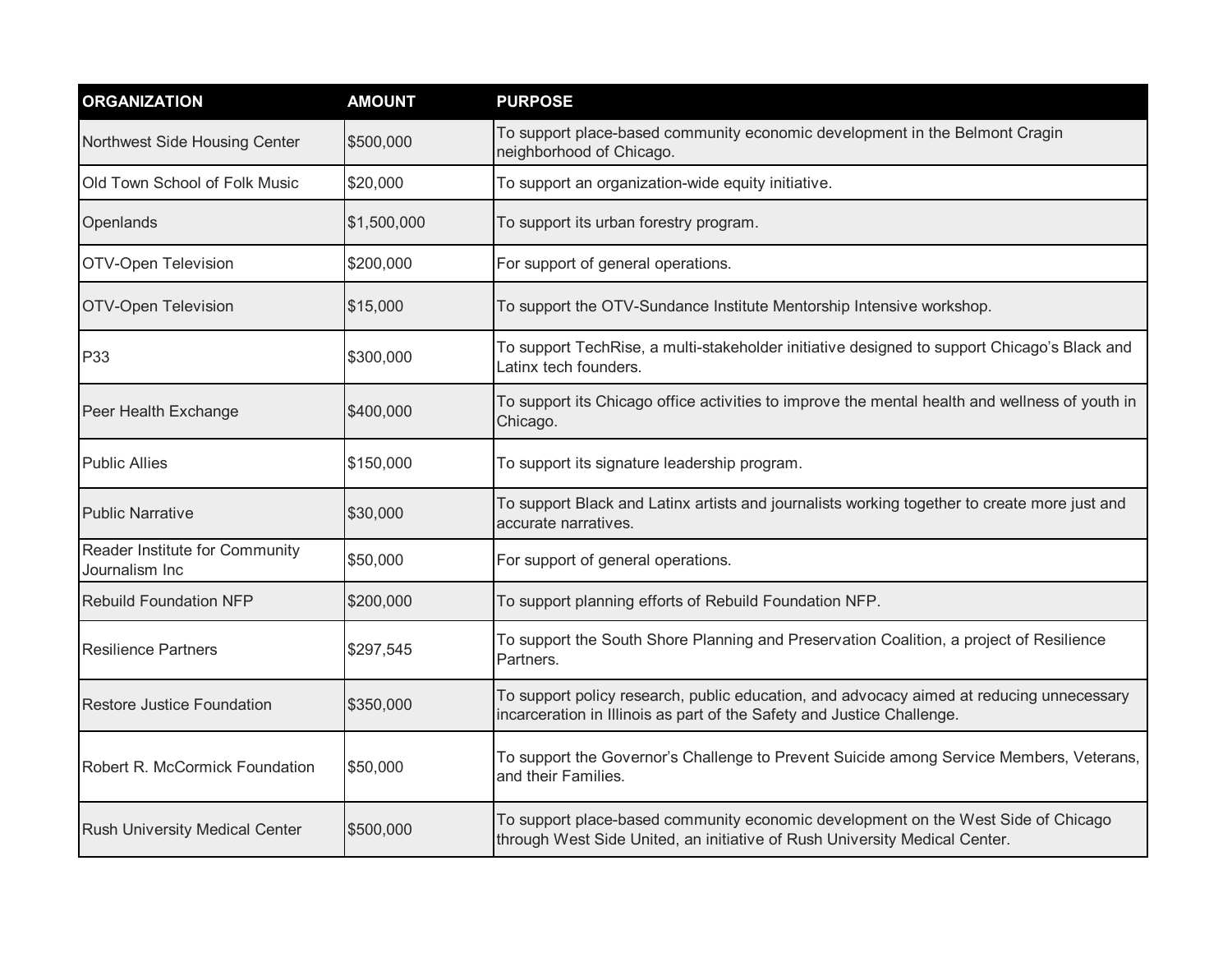| ORGANIZATION | AMOUNT | PURPOSE |
| --- | --- | --- |
| Northwest Side Housing Center | $500,000 | To support place-based community economic development in the Belmont Cragin neighborhood of Chicago. |
| Old Town School of Folk Music | $20,000 | To support an organization-wide equity initiative. |
| Openlands | $1,500,000 | To support its urban forestry program. |
| OTV-Open Television | $200,000 | For support of general operations. |
| OTV-Open Television | $15,000 | To support the OTV-Sundance Institute Mentorship Intensive workshop. |
| P33 | $300,000 | To support TechRise, a multi-stakeholder initiative designed to support Chicago's Black and Latinx tech founders. |
| Peer Health Exchange | $400,000 | To support its Chicago office activities to improve the mental health and wellness of youth in Chicago. |
| Public Allies | $150,000 | To support its signature leadership program. |
| Public Narrative | $30,000 | To support Black and Latinx artists and journalists working together to create more just and accurate narratives. |
| Reader Institute for Community Journalism Inc | $50,000 | For support of general operations. |
| Rebuild Foundation NFP | $200,000 | To support planning efforts of Rebuild Foundation NFP. |
| Resilience Partners | $297,545 | To support the South Shore Planning and Preservation Coalition, a project of Resilience Partners. |
| Restore Justice Foundation | $350,000 | To support policy research, public education, and advocacy aimed at reducing unnecessary incarceration in Illinois as part of the Safety and Justice Challenge. |
| Robert R. McCormick Foundation | $50,000 | To support the Governor's Challenge to Prevent Suicide among Service Members, Veterans, and their Families. |
| Rush University Medical Center | $500,000 | To support place-based community economic development on the West Side of Chicago through West Side United, an initiative of Rush University Medical Center. |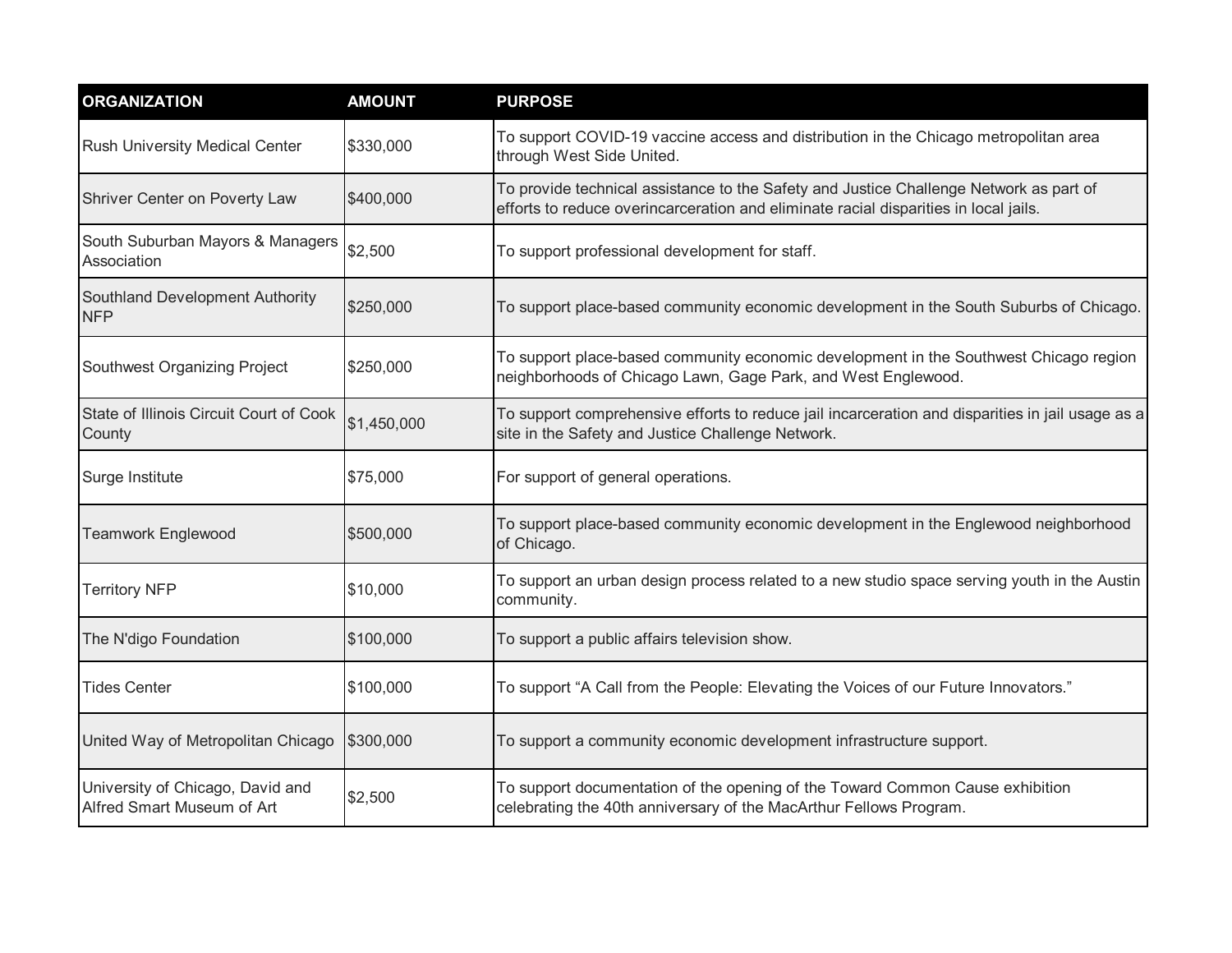| ORGANIZATION | AMOUNT | PURPOSE |
| --- | --- | --- |
| Rush University Medical Center | $330,000 | To support COVID-19 vaccine access and distribution in the Chicago metropolitan area through West Side United. |
| Shriver Center on Poverty Law | $400,000 | To provide technical assistance to the Safety and Justice Challenge Network as part of efforts to reduce overincarceration and eliminate racial disparities in local jails. |
| South Suburban Mayors & Managers Association | $2,500 | To support professional development for staff. |
| Southland Development Authority NFP | $250,000 | To support place-based community economic development in the South Suburbs of Chicago. |
| Southwest Organizing Project | $250,000 | To support place-based community economic development in the Southwest Chicago region neighborhoods of Chicago Lawn, Gage Park, and West Englewood. |
| State of Illinois Circuit Court of Cook County | $1,450,000 | To support comprehensive efforts to reduce jail incarceration and disparities in jail usage as a site in the Safety and Justice Challenge Network. |
| Surge Institute | $75,000 | For support of general operations. |
| Teamwork Englewood | $500,000 | To support place-based community economic development in the Englewood neighborhood of Chicago. |
| Territory NFP | $10,000 | To support an urban design process related to a new studio space serving youth in the Austin community. |
| The N'digo Foundation | $100,000 | To support a public affairs television show. |
| Tides Center | $100,000 | To support "A Call from the People: Elevating the Voices of our Future Innovators." |
| United Way of Metropolitan Chicago | $300,000 | To support a community economic development infrastructure support. |
| University of Chicago, David and Alfred Smart Museum of Art | $2,500 | To support documentation of the opening of the Toward Common Cause exhibition celebrating the 40th anniversary of the MacArthur Fellows Program. |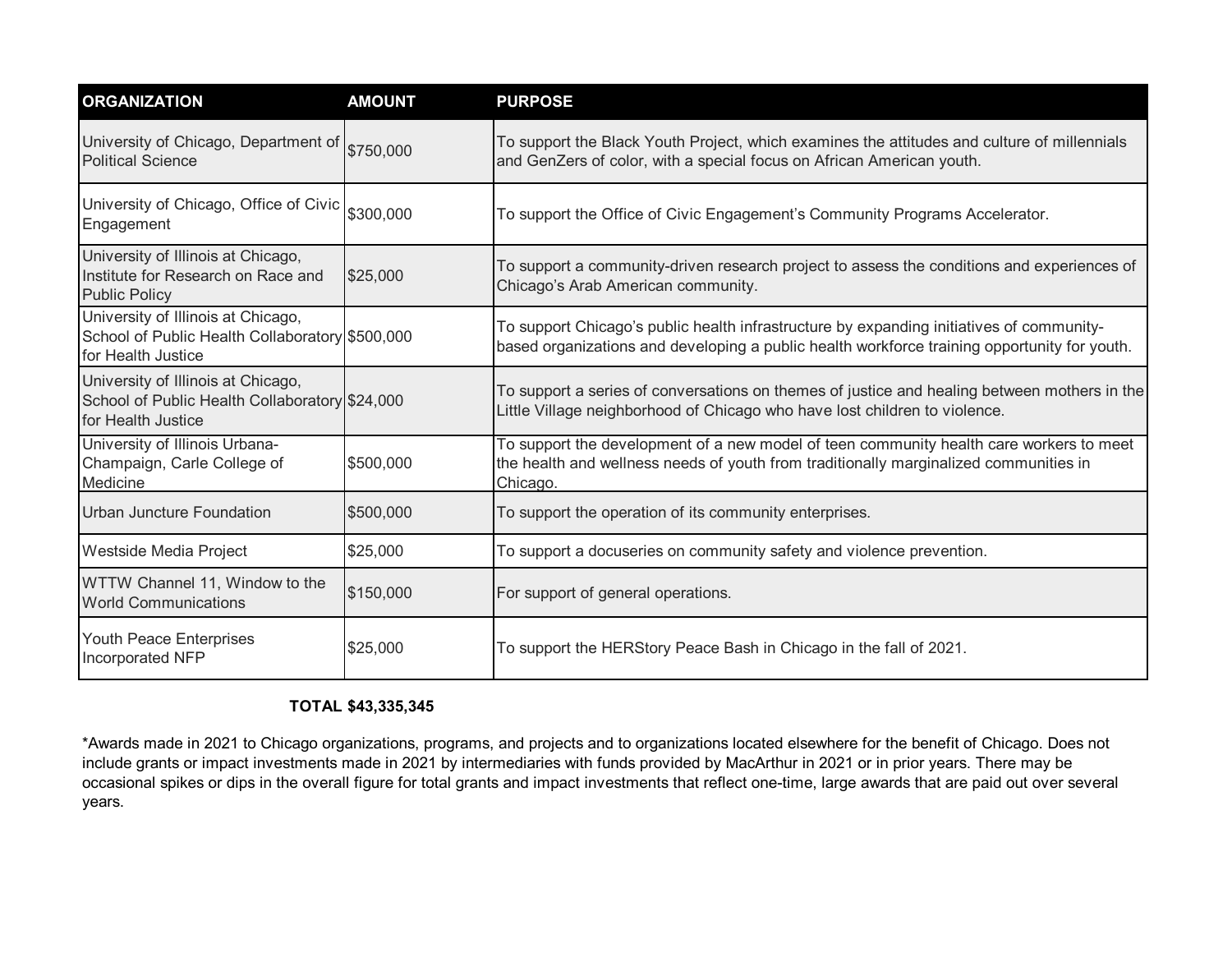| ORGANIZATION | AMOUNT | PURPOSE |
|---|---|---|
| University of Chicago, Department of Political Science | $750,000 | To support the Black Youth Project, which examines the attitudes and culture of millennials and GenZers of color, with a special focus on African American youth. |
| University of Chicago, Office of Civic Engagement | $300,000 | To support the Office of Civic Engagement's Community Programs Accelerator. |
| University of Illinois at Chicago, Institute for Research on Race and Public Policy | $25,000 | To support a community-driven research project to assess the conditions and experiences of Chicago's Arab American community. |
| University of Illinois at Chicago, School of Public Health Collaboratory for Health Justice | $500,000 | To support Chicago's public health infrastructure by expanding initiatives of community-based organizations and developing a public health workforce training opportunity for youth. |
| University of Illinois at Chicago, School of Public Health Collaboratory for Health Justice | $24,000 | To support a series of conversations on themes of justice and healing between mothers in the Little Village neighborhood of Chicago who have lost children to violence. |
| University of Illinois Urbana-Champaign, Carle College of Medicine | $500,000 | To support the development of a new model of teen community health care workers to meet the health and wellness needs of youth from traditionally marginalized communities in Chicago. |
| Urban Juncture Foundation | $500,000 | To support the operation of its community enterprises. |
| Westside Media Project | $25,000 | To support a docuseries on community safety and violence prevention. |
| WTTW Channel 11, Window to the World Communications | $150,000 | For support of general operations. |
| Youth Peace Enterprises Incorporated NFP | $25,000 | To support the HERStory Peace Bash in Chicago in the fall of 2021. |

**TOTAL $43,335,345**

*Awards made in 2021 to Chicago organizations, programs, and projects and to organizations located elsewhere for the benefit of Chicago. Does not include grants or impact investments made in 2021 by intermediaries with funds provided by MacArthur in 2021 or in prior years. There may be occasional spikes or dips in the overall figure for total grants and impact investments that reflect one-time, large awards that are paid out over several years.